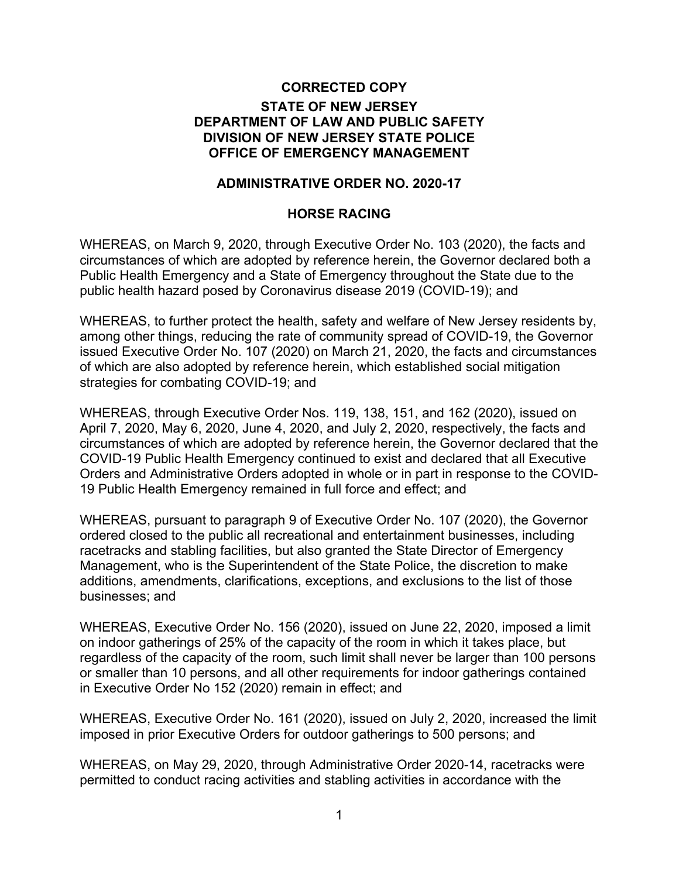**CORRECTED COPY**

**STATE OF NEW JERSEY**
**DEPARTMENT OF LAW AND PUBLIC SAFETY**
**DIVISION OF NEW JERSEY STATE POLICE**
**OFFICE OF EMERGENCY MANAGEMENT**

**ADMINISTRATIVE ORDER NO. 2020-17**

**HORSE RACING**

WHEREAS, on March 9, 2020, through Executive Order No. 103 (2020), the facts and circumstances of which are adopted by reference herein, the Governor declared both a Public Health Emergency and a State of Emergency throughout the State due to the public health hazard posed by Coronavirus disease 2019 (COVID-19); and

WHEREAS, to further protect the health, safety and welfare of New Jersey residents by, among other things, reducing the rate of community spread of COVID-19, the Governor issued Executive Order No. 107 (2020) on March 21, 2020, the facts and circumstances of which are also adopted by reference herein, which established social mitigation strategies for combating COVID-19; and

WHEREAS, through Executive Order Nos. 119, 138, 151, and 162 (2020), issued on April 7, 2020, May 6, 2020, June 4, 2020, and July 2, 2020, respectively, the facts and circumstances of which are adopted by reference herein, the Governor declared that the COVID-19 Public Health Emergency continued to exist and declared that all Executive Orders and Administrative Orders adopted in whole or in part in response to the COVID-19 Public Health Emergency remained in full force and effect; and

WHEREAS, pursuant to paragraph 9 of Executive Order No. 107 (2020), the Governor ordered closed to the public all recreational and entertainment businesses, including racetracks and stabling facilities, but also granted the State Director of Emergency Management, who is the Superintendent of the State Police, the discretion to make additions, amendments, clarifications, exceptions, and exclusions to the list of those businesses; and

WHEREAS, Executive Order No. 156 (2020), issued on June 22, 2020, imposed a limit on indoor gatherings of 25% of the capacity of the room in which it takes place, but regardless of the capacity of the room, such limit shall never be larger than 100 persons or smaller than 10 persons, and all other requirements for indoor gatherings contained in Executive Order No 152 (2020) remain in effect; and

WHEREAS, Executive Order No. 161 (2020), issued on July 2, 2020, increased the limit imposed in prior Executive Orders for outdoor gatherings to 500 persons; and

WHEREAS, on May 29, 2020, through Administrative Order 2020-14, racetracks were permitted to conduct racing activities and stabling activities in accordance with the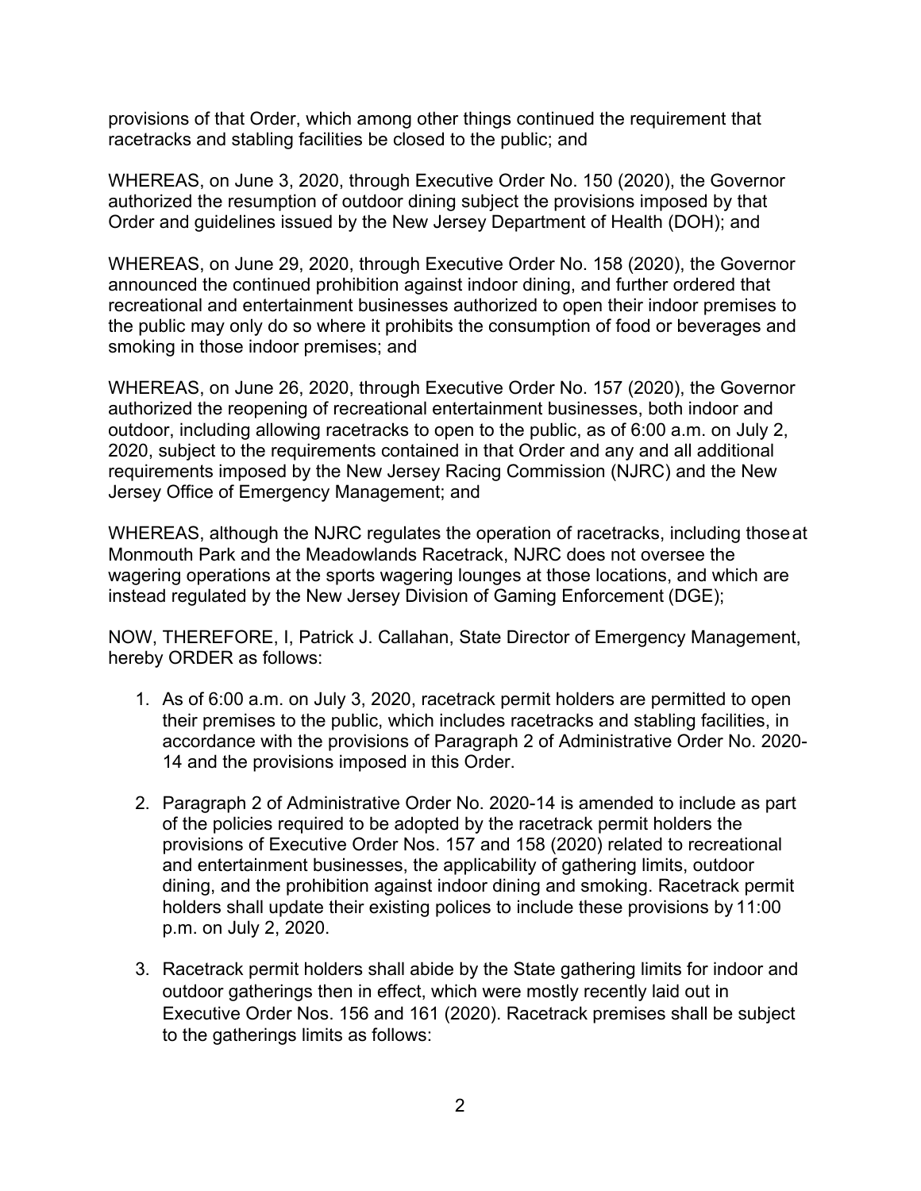provisions of that Order, which among other things continued the requirement that racetracks and stabling facilities be closed to the public; and

WHEREAS, on June 3, 2020, through Executive Order No. 150 (2020), the Governor authorized the resumption of outdoor dining subject the provisions imposed by that Order and guidelines issued by the New Jersey Department of Health (DOH); and

WHEREAS, on June 29, 2020, through Executive Order No. 158 (2020), the Governor announced the continued prohibition against indoor dining, and further ordered that recreational and entertainment businesses authorized to open their indoor premises to the public may only do so where it prohibits the consumption of food or beverages and smoking in those indoor premises; and

WHEREAS, on June 26, 2020, through Executive Order No. 157 (2020), the Governor authorized the reopening of recreational entertainment businesses, both indoor and outdoor, including allowing racetracks to open to the public, as of 6:00 a.m. on July 2, 2020, subject to the requirements contained in that Order and any and all additional requirements imposed by the New Jersey Racing Commission (NJRC) and the New Jersey Office of Emergency Management; and

WHEREAS, although the NJRC regulates the operation of racetracks, including those at Monmouth Park and the Meadowlands Racetrack, NJRC does not oversee the wagering operations at the sports wagering lounges at those locations, and which are instead regulated by the New Jersey Division of Gaming Enforcement (DGE);

NOW, THEREFORE, I, Patrick J. Callahan, State Director of Emergency Management, hereby ORDER as follows:

1. As of 6:00 a.m. on July 3, 2020, racetrack permit holders are permitted to open their premises to the public, which includes racetracks and stabling facilities, in accordance with the provisions of Paragraph 2 of Administrative Order No. 2020-14 and the provisions imposed in this Order.

2. Paragraph 2 of Administrative Order No. 2020-14 is amended to include as part of the policies required to be adopted by the racetrack permit holders the provisions of Executive Order Nos. 157 and 158 (2020) related to recreational and entertainment businesses, the applicability of gathering limits, outdoor dining, and the prohibition against indoor dining and smoking. Racetrack permit holders shall update their existing polices to include these provisions by 11:00 p.m. on July 2, 2020.

3. Racetrack permit holders shall abide by the State gathering limits for indoor and outdoor gatherings then in effect, which were mostly recently laid out in Executive Order Nos. 156 and 161 (2020). Racetrack premises shall be subject to the gatherings limits as follows: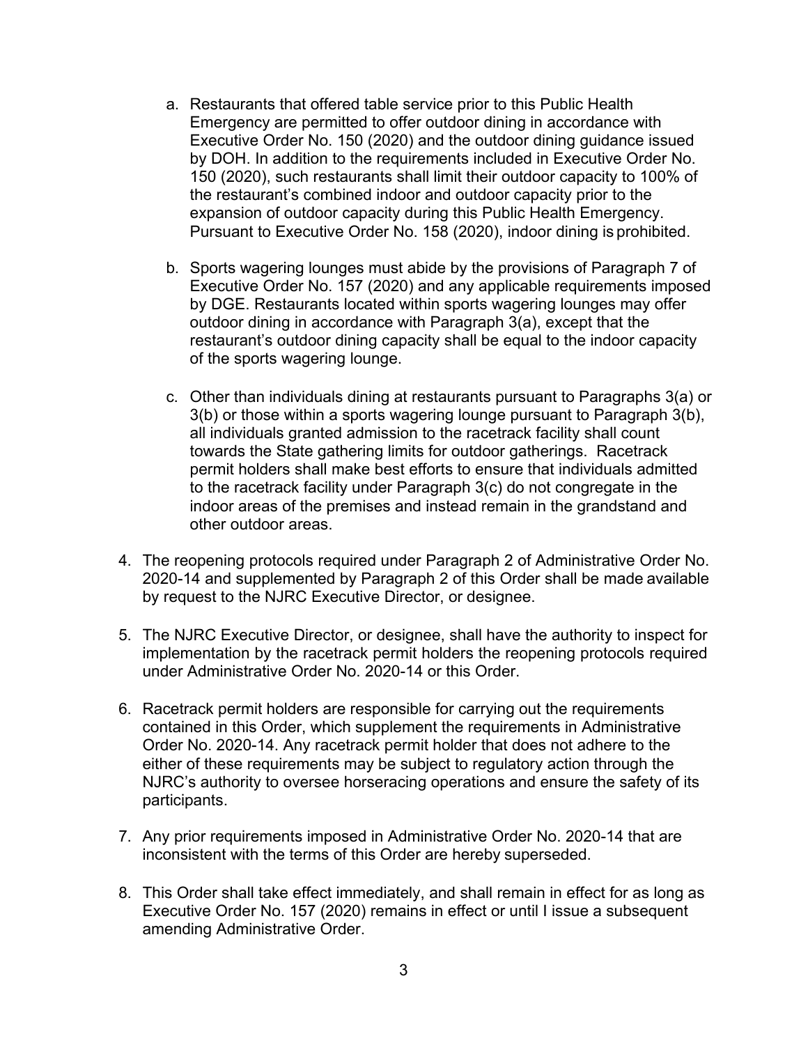a. Restaurants that offered table service prior to this Public Health Emergency are permitted to offer outdoor dining in accordance with Executive Order No. 150 (2020) and the outdoor dining guidance issued by DOH. In addition to the requirements included in Executive Order No. 150 (2020), such restaurants shall limit their outdoor capacity to 100% of the restaurant's combined indoor and outdoor capacity prior to the expansion of outdoor capacity during this Public Health Emergency. Pursuant to Executive Order No. 158 (2020), indoor dining is prohibited.

   b. Sports wagering lounges must abide by the provisions of Paragraph 7 of Executive Order No. 157 (2020) and any applicable requirements imposed by DGE. Restaurants located within sports wagering lounges may offer outdoor dining in accordance with Paragraph 3(a), except that the restaurant's outdoor dining capacity shall be equal to the indoor capacity of the sports wagering lounge.

   c. Other than individuals dining at restaurants pursuant to Paragraphs 3(a) or 3(b) or those within a sports wagering lounge pursuant to Paragraph 3(b), all individuals granted admission to the racetrack facility shall count towards the State gathering limits for outdoor gatherings. Racetrack permit holders shall make best efforts to ensure that individuals admitted to the racetrack facility under Paragraph 3(c) do not congregate in the indoor areas of the premises and instead remain in the grandstand and other outdoor areas.

4. The reopening protocols required under Paragraph 2 of Administrative Order No. 2020-14 and supplemented by Paragraph 2 of this Order shall be made available by request to the NJRC Executive Director, or designee.

5. The NJRC Executive Director, or designee, shall have the authority to inspect for implementation by the racetrack permit holders the reopening protocols required under Administrative Order No. 2020-14 or this Order.

6. Racetrack permit holders are responsible for carrying out the requirements contained in this Order, which supplement the requirements in Administrative Order No. 2020-14. Any racetrack permit holder that does not adhere to the either of these requirements may be subject to regulatory action through the NJRC's authority to oversee horseracing operations and ensure the safety of its participants.

7. Any prior requirements imposed in Administrative Order No. 2020-14 that are inconsistent with the terms of this Order are hereby superseded.

8. This Order shall take effect immediately, and shall remain in effect for as long as Executive Order No. 157 (2020) remains in effect or until I issue a subsequent amending Administrative Order.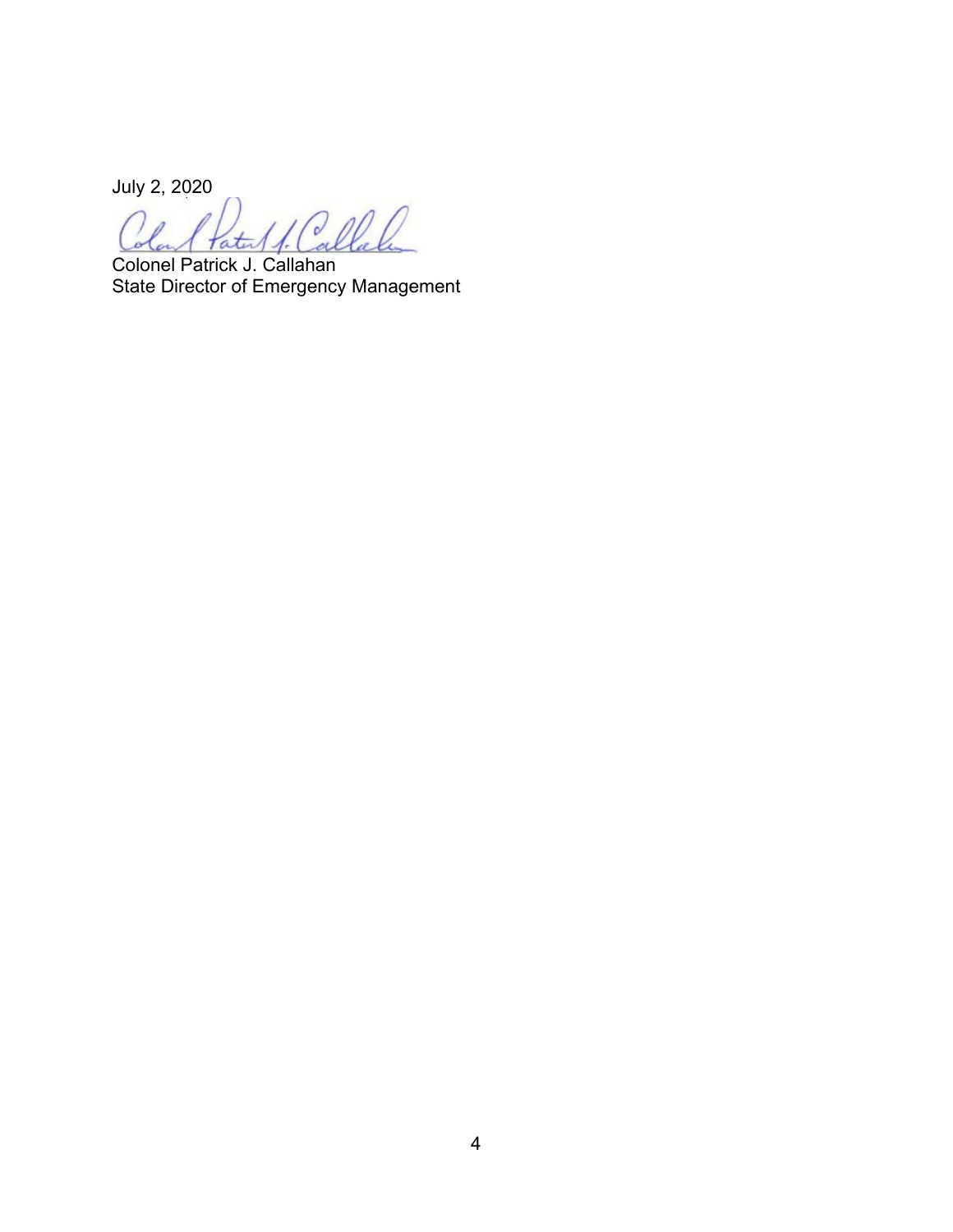July 2, 2020

Colonel Patrick J. Callahan
State Director of Emergency Management